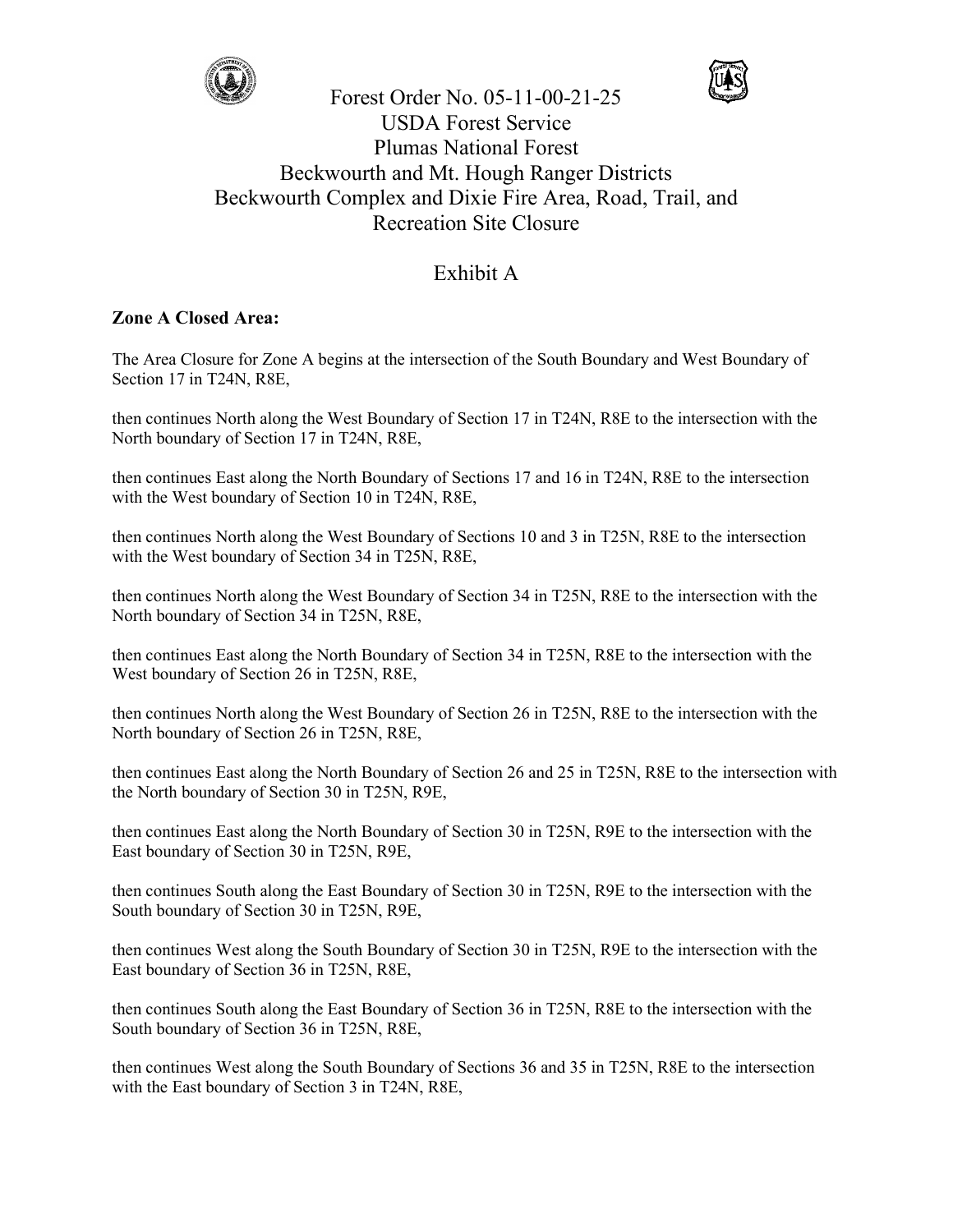# Forest Order No. 05-11-00-21-25
## USDA Forest Service
## Plumas National Forest
## Beckwourth and Mt. Hough Ranger Districts
## Beckwourth Complex and Dixie Fire Area, Road, Trail, and Recreation Site Closure

## Exhibit A

**Zone A Closed Area:**

The Area Closure for Zone A begins at the intersection of the South Boundary and West Boundary of Section 17 in T24N, R8E,

then continues North along the West Boundary of Section 17 in T24N, R8E to the intersection with the North boundary of Section 17 in T24N, R8E,

then continues East along the North Boundary of Sections 17 and 16 in T24N, R8E to the intersection with the West boundary of Section 10 in T24N, R8E,

then continues North along the West Boundary of Sections 10 and 3 in T25N, R8E to the intersection with the West boundary of Section 34 in T25N, R8E,

then continues North along the West Boundary of Section 34 in T25N, R8E to the intersection with the North boundary of Section 34 in T25N, R8E,

then continues East along the North Boundary of Section 34 in T25N, R8E to the intersection with the West boundary of Section 26 in T25N, R8E,

then continues North along the West Boundary of Section 26 in T25N, R8E to the intersection with the North boundary of Section 26 in T25N, R8E,

then continues East along the North Boundary of Section 26 and 25 in T25N, R8E to the intersection with the North boundary of Section 30 in T25N, R9E,

then continues East along the North Boundary of Section 30 in T25N, R9E to the intersection with the East boundary of Section 30 in T25N, R9E,

then continues South along the East Boundary of Section 30 in T25N, R9E to the intersection with the South boundary of Section 30 in T25N, R9E,

then continues West along the South Boundary of Section 30 in T25N, R9E to the intersection with the East boundary of Section 36 in T25N, R8E,

then continues South along the East Boundary of Section 36 in T25N, R8E to the intersection with the South boundary of Section 36 in T25N, R8E,

then continues West along the South Boundary of Sections 36 and 35 in T25N, R8E to the intersection with the East boundary of Section 3 in T24N, R8E,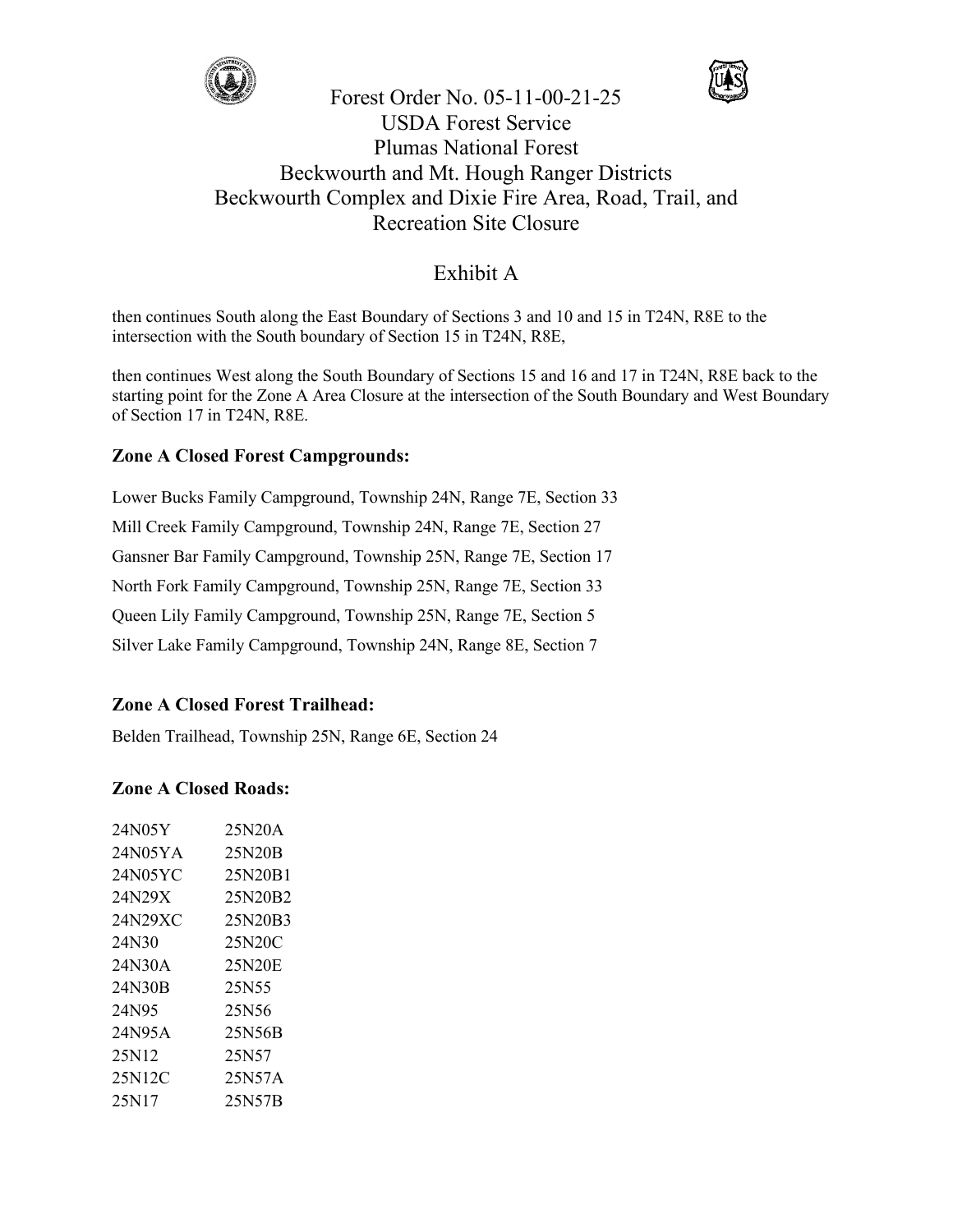# Forest Order No. 05-11-00-21-25
# USDA Forest Service
# Plumas National Forest
# Beckwourth and Mt. Hough Ranger Districts
# Beckwourth Complex and Dixie Fire Area, Road, Trail, and Recreation Site Closure

## Exhibit A

then continues South along the East Boundary of Sections 3 and 10 and 15 in T24N, R8E to the intersection with the South boundary of Section 15 in T24N, R8E,

then continues West along the South Boundary of Sections 15 and 16 and 17 in T24N, R8E back to the starting point for the Zone A Area Closure at the intersection of the South Boundary and West Boundary of Section 17 in T24N, R8E.

**Zone A Closed Forest Campgrounds:**

Lower Bucks Family Campground, Township 24N, Range 7E, Section 33

Mill Creek Family Campground, Township 24N, Range 7E, Section 27

Gansner Bar Family Campground, Township 25N, Range 7E, Section 17

North Fork Family Campground, Township 25N, Range 7E, Section 33

Queen Lily Family Campground, Township 25N, Range 7E, Section 5

Silver Lake Family Campground, Township 24N, Range 8E, Section 7

**Zone A Closed Forest Trailhead:**

Belden Trailhead, Township 25N, Range 6E, Section 24

**Zone A Closed Roads:**

| | |
|---|---|
| 24N05Y | 25N20A |
| 24N05YA | 25N20B |
| 24N05YC | 25N20B1 |
| 24N29X | 25N20B2 |
| 24N29XC | 25N20B3 |
| 24N30 | 25N20C |
| 24N30A | 25N20E |
| 24N30B | 25N55 |
| 24N95 | 25N56 |
| 24N95A | 25N56B |
| 25N12 | 25N57 |
| 25N12C | 25N57A |
| 25N17 | 25N57B |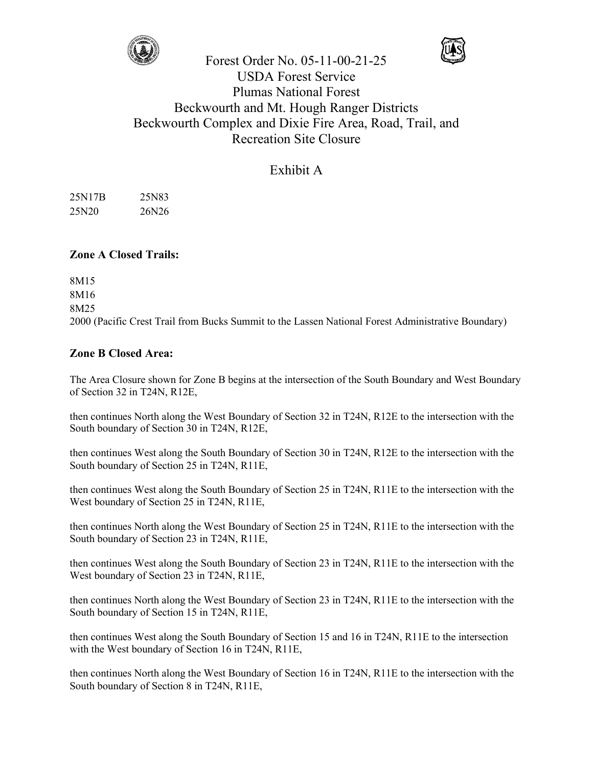# Forest Order No. 05-11-00-21-25
# USDA Forest Service
# Plumas National Forest
# Beckwourth and Mt. Hough Ranger Districts
# Beckwourth Complex and Dixie Fire Area, Road, Trail, and Recreation Site Closure

## Exhibit A

| | |
|---|---|
| 25N17B | 25N83 |
| 25N20 | 26N26 |

**Zone A Closed Trails:**

8M15
8M16
8M25
2000 (Pacific Crest Trail from Bucks Summit to the Lassen National Forest Administrative Boundary)

**Zone B Closed Area:**

The Area Closure shown for Zone B begins at the intersection of the South Boundary and West Boundary of Section 32 in T24N, R12E,

then continues North along the West Boundary of Section 32 in T24N, R12E to the intersection with the South boundary of Section 30 in T24N, R12E,

then continues West along the South Boundary of Section 30 in T24N, R12E to the intersection with the South boundary of Section 25 in T24N, R11E,

then continues West along the South Boundary of Section 25 in T24N, R11E to the intersection with the West boundary of Section 25 in T24N, R11E,

then continues North along the West Boundary of Section 25 in T24N, R11E to the intersection with the South boundary of Section 23 in T24N, R11E,

then continues West along the South Boundary of Section 23 in T24N, R11E to the intersection with the West boundary of Section 23 in T24N, R11E,

then continues North along the West Boundary of Section 23 in T24N, R11E to the intersection with the South boundary of Section 15 in T24N, R11E,

then continues West along the South Boundary of Section 15 and 16 in T24N, R11E to the intersection with the West boundary of Section 16 in T24N, R11E,

then continues North along the West Boundary of Section 16 in T24N, R11E to the intersection with the South boundary of Section 8 in T24N, R11E,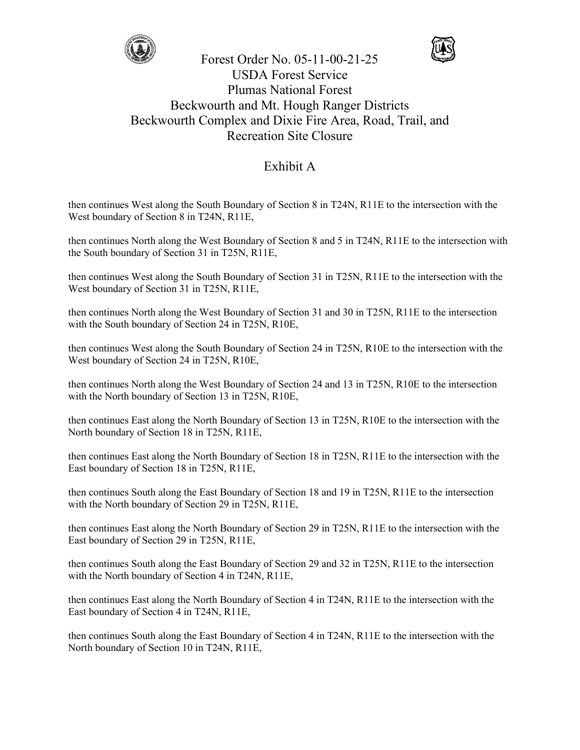# Forest Order No. 05-11-00-21-25
# USDA Forest Service
# Plumas National Forest
# Beckwourth and Mt. Hough Ranger Districts
# Beckwourth Complex and Dixie Fire Area, Road, Trail, and Recreation Site Closure

## Exhibit A

then continues West along the South Boundary of Section 8 in T24N, R11E to the intersection with the West boundary of Section 8 in T24N, R11E,

then continues North along the West Boundary of Section 8 and 5 in T24N, R11E to the intersection with the South boundary of Section 31 in T25N, R11E,

then continues West along the South Boundary of Section 31 in T25N, R11E to the intersection with the West boundary of Section 31 in T25N, R11E,

then continues North along the West Boundary of Section 31 and 30 in T25N, R11E to the intersection with the South boundary of Section 24 in T25N, R10E,

then continues West along the South Boundary of Section 24 in T25N, R10E to the intersection with the West boundary of Section 24 in T25N, R10E,

then continues North along the West Boundary of Section 24 and 13 in T25N, R10E to the intersection with the North boundary of Section 13 in T25N, R10E,

then continues East along the North Boundary of Section 13 in T25N, R10E to the intersection with the North boundary of Section 18 in T25N, R11E,

then continues East along the North Boundary of Section 18 in T25N, R11E to the intersection with the East boundary of Section 18 in T25N, R11E,

then continues South along the East Boundary of Section 18 and 19 in T25N, R11E to the intersection with the North boundary of Section 29 in T25N, R11E,

then continues East along the North Boundary of Section 29 in T25N, R11E to the intersection with the East boundary of Section 29 in T25N, R11E,

then continues South along the East Boundary of Section 29 and 32 in T25N, R11E to the intersection with the North boundary of Section 4 in T24N, R11E,

then continues East along the North Boundary of Section 4 in T24N, R11E to the intersection with the East boundary of Section 4 in T24N, R11E,

then continues South along the East Boundary of Section 4 in T24N, R11E to the intersection with the North boundary of Section 10 in T24N, R11E,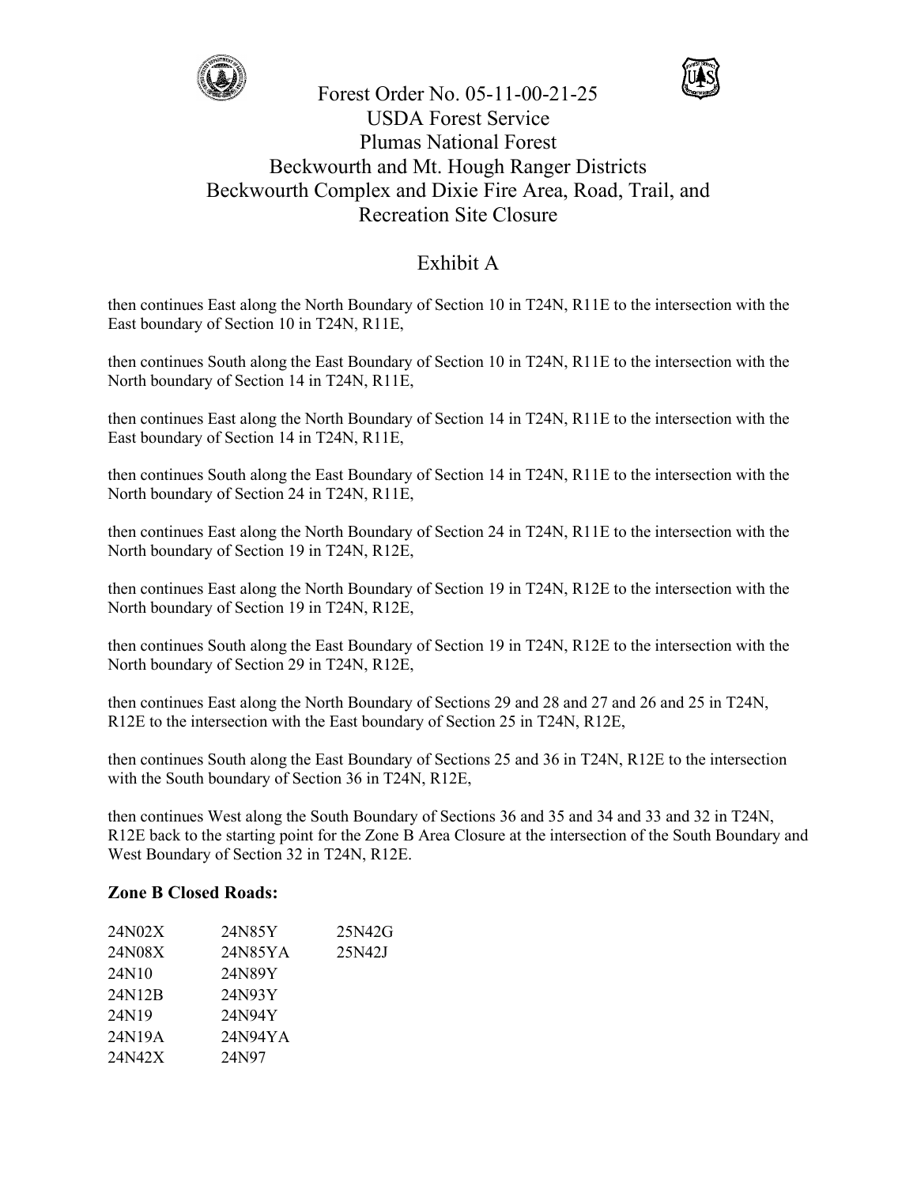Forest Order No. 05-11-00-21-25
USDA Forest Service
Plumas National Forest
Beckwourth and Mt. Hough Ranger Districts
Beckwourth Complex and Dixie Fire Area, Road, Trail, and Recreation Site Closure

# Exhibit A

then continues East along the North Boundary of Section 10 in T24N, R11E to the intersection with the East boundary of Section 10 in T24N, R11E,

then continues South along the East Boundary of Section 10 in T24N, R11E to the intersection with the North boundary of Section 14 in T24N, R11E,

then continues East along the North Boundary of Section 14 in T24N, R11E to the intersection with the East boundary of Section 14 in T24N, R11E,

then continues South along the East Boundary of Section 14 in T24N, R11E to the intersection with the North boundary of Section 24 in T24N, R11E,

then continues East along the North Boundary of Section 24 in T24N, R11E to the intersection with the North boundary of Section 19 in T24N, R12E,

then continues East along the North Boundary of Section 19 in T24N, R12E to the intersection with the North boundary of Section 19 in T24N, R12E,

then continues South along the East Boundary of Section 19 in T24N, R12E to the intersection with the North boundary of Section 29 in T24N, R12E,

then continues East along the North Boundary of Sections 29 and 28 and 27 and 26 and 25 in T24N, R12E to the intersection with the East boundary of Section 25 in T24N, R12E,

then continues South along the East Boundary of Sections 25 and 36 in T24N, R12E to the intersection with the South boundary of Section 36 in T24N, R12E,

then continues West along the South Boundary of Sections 36 and 35 and 34 and 33 and 32 in T24N, R12E back to the starting point for the Zone B Area Closure at the intersection of the South Boundary and West Boundary of Section 32 in T24N, R12E.

**Zone B Closed Roads:**

| | | |
|---|---|---|
| 24N02X | 24N85Y | 25N42G |
| 24N08X | 24N85YA | 25N42J |
| 24N10 | 24N89Y | |
| 24N12B | 24N93Y | |
| 24N19 | 24N94Y | |
| 24N19A | 24N94YA | |
| 24N42X | 24N97 | |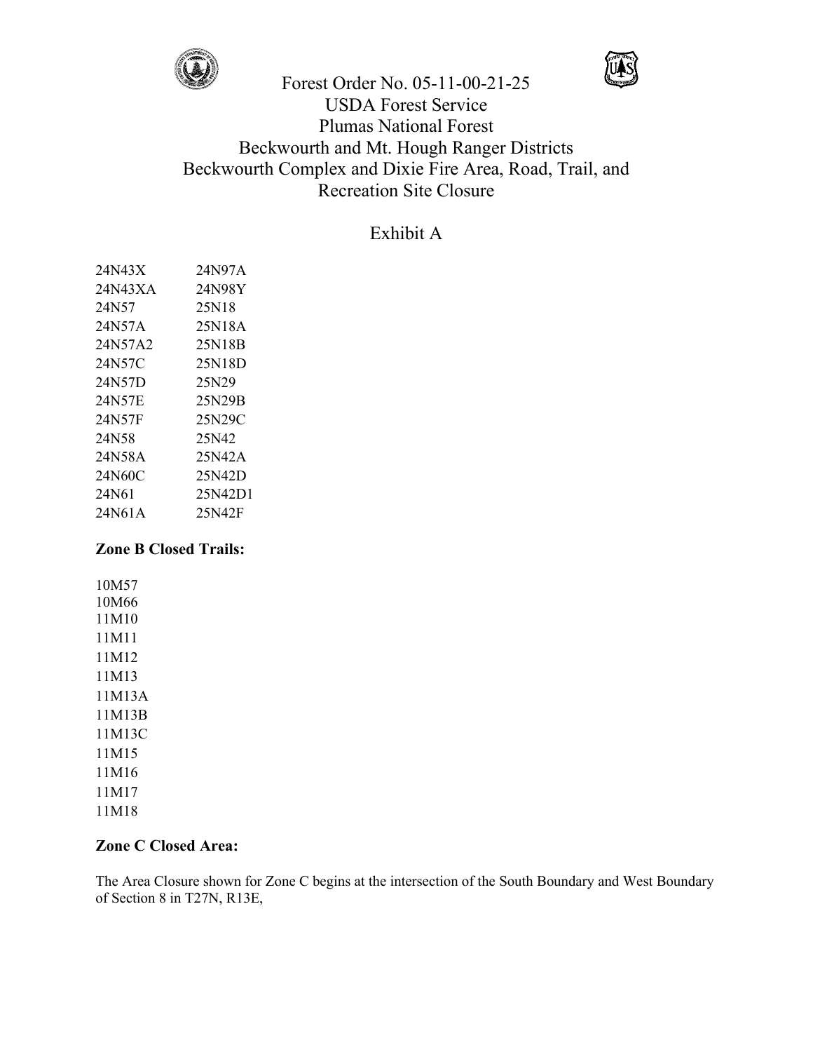Forest Order No. 05-11-00-21-25
USDA Forest Service
Plumas National Forest
Beckwourth and Mt. Hough Ranger Districts
Beckwourth Complex and Dixie Fire Area, Road, Trail, and
Recreation Site Closure

Exhibit A

| | |
|---|---|
| 24N43X | 24N97A |
| 24N43XA | 24N98Y |
| 24N57 | 25N18 |
| 24N57A | 25N18A |
| 24N57A2 | 25N18B |
| 24N57C | 25N18D |
| 24N57D | 25N29 |
| 24N57E | 25N29B |
| 24N57F | 25N29C |
| 24N58 | 25N42 |
| 24N58A | 25N42A |
| 24N60C | 25N42D |
| 24N61 | 25N42D1 |
| 24N61A | 25N42F |

**Zone B Closed Trails:**

10M57
10M66
11M10
11M11
11M12
11M13
11M13A
11M13B
11M13C
11M15
11M16
11M17
11M18

**Zone C Closed Area:**

The Area Closure shown for Zone C begins at the intersection of the South Boundary and West Boundary of Section 8 in T27N, R13E,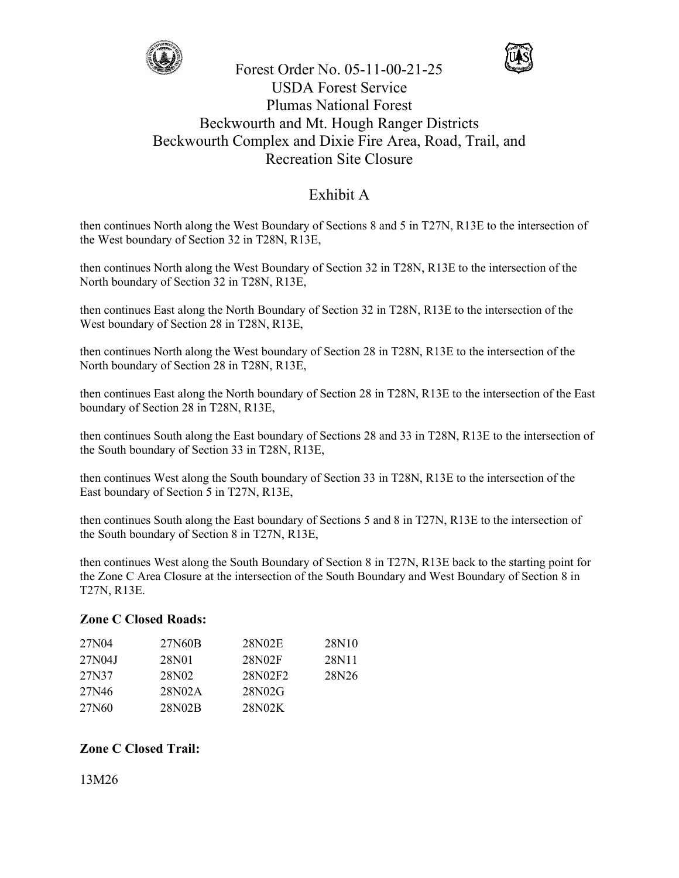# Forest Order No. 05-11-00-21-25
# USDA Forest Service
# Plumas National Forest
# Beckwourth and Mt. Hough Ranger Districts
# Beckwourth Complex and Dixie Fire Area, Road, Trail, and Recreation Site Closure

## Exhibit A

then continues North along the West Boundary of Sections 8 and 5 in T27N, R13E to the intersection of the West boundary of Section 32 in T28N, R13E,

then continues North along the West Boundary of Section 32 in T28N, R13E to the intersection of the North boundary of Section 32 in T28N, R13E,

then continues East along the North Boundary of Section 32 in T28N, R13E to the intersection of the West boundary of Section 28 in T28N, R13E,

then continues North along the West boundary of Section 28 in T28N, R13E to the intersection of the North boundary of Section 28 in T28N, R13E,

then continues East along the North boundary of Section 28 in T28N, R13E to the intersection of the East boundary of Section 28 in T28N, R13E,

then continues South along the East boundary of Sections 28 and 33 in T28N, R13E to the intersection of the South boundary of Section 33 in T28N, R13E,

then continues West along the South boundary of Section 33 in T28N, R13E to the intersection of the East boundary of Section 5 in T27N, R13E,

then continues South along the East boundary of Sections 5 and 8 in T27N, R13E to the intersection of the South boundary of Section 8 in T27N, R13E,

then continues West along the South Boundary of Section 8 in T27N, R13E back to the starting point for the Zone C Area Closure at the intersection of the South Boundary and West Boundary of Section 8 in T27N, R13E.

**Zone C Closed Roads:**

| | | | |
|---|---|---|---|
| 27N04 | 27N60B | 28N02E | 28N10 |
| 27N04J | 28N01 | 28N02F | 28N11 |
| 27N37 | 28N02 | 28N02F2 | 28N26 |
| 27N46 | 28N02A | 28N02G | |
| 27N60 | 28N02B | 28N02K | |

**Zone C Closed Trail:**

13M26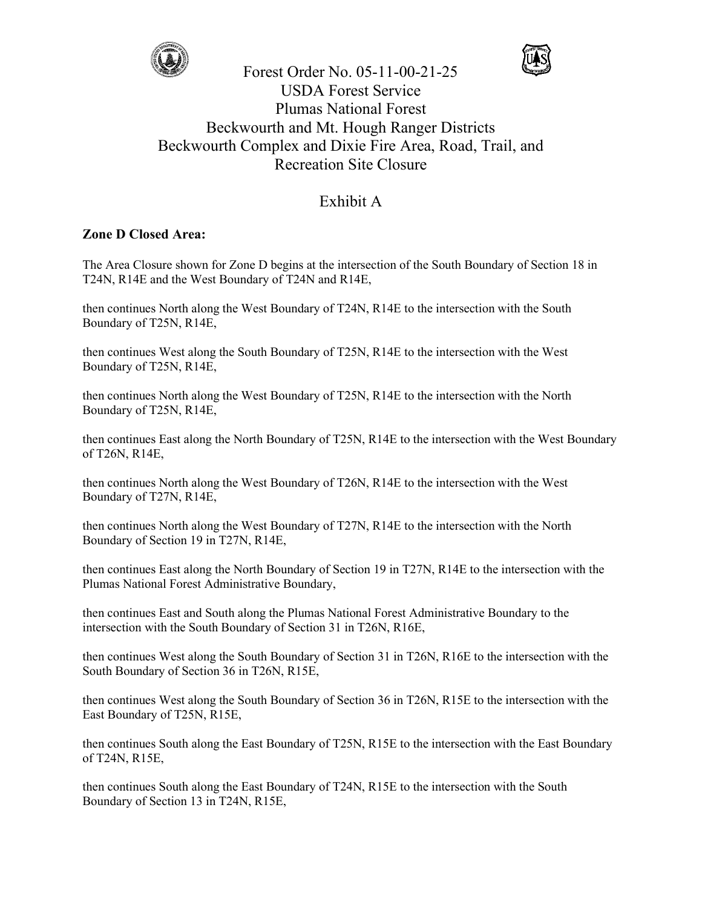# Forest Order No. 05-11-00-21-25
## USDA Forest Service
## Plumas National Forest
## Beckwourth and Mt. Hough Ranger Districts
## Beckwourth Complex and Dixie Fire Area, Road, Trail, and Recreation Site Closure

## Exhibit A

**Zone D Closed Area:**

The Area Closure shown for Zone D begins at the intersection of the South Boundary of Section 18 in T24N, R14E and the West Boundary of T24N and R14E,

then continues North along the West Boundary of T24N, R14E to the intersection with the South Boundary of T25N, R14E,

then continues West along the South Boundary of T25N, R14E to the intersection with the West Boundary of T25N, R14E,

then continues North along the West Boundary of T25N, R14E to the intersection with the North Boundary of T25N, R14E,

then continues East along the North Boundary of T25N, R14E to the intersection with the West Boundary of T26N, R14E,

then continues North along the West Boundary of T26N, R14E to the intersection with the West Boundary of T27N, R14E,

then continues North along the West Boundary of T27N, R14E to the intersection with the North Boundary of Section 19 in T27N, R14E,

then continues East along the North Boundary of Section 19 in T27N, R14E to the intersection with the Plumas National Forest Administrative Boundary,

then continues East and South along the Plumas National Forest Administrative Boundary to the intersection with the South Boundary of Section 31 in T26N, R16E,

then continues West along the South Boundary of Section 31 in T26N, R16E to the intersection with the South Boundary of Section 36 in T26N, R15E,

then continues West along the South Boundary of Section 36 in T26N, R15E to the intersection with the East Boundary of T25N, R15E,

then continues South along the East Boundary of T25N, R15E to the intersection with the East Boundary of T24N, R15E,

then continues South along the East Boundary of T24N, R15E to the intersection with the South Boundary of Section 13 in T24N, R15E,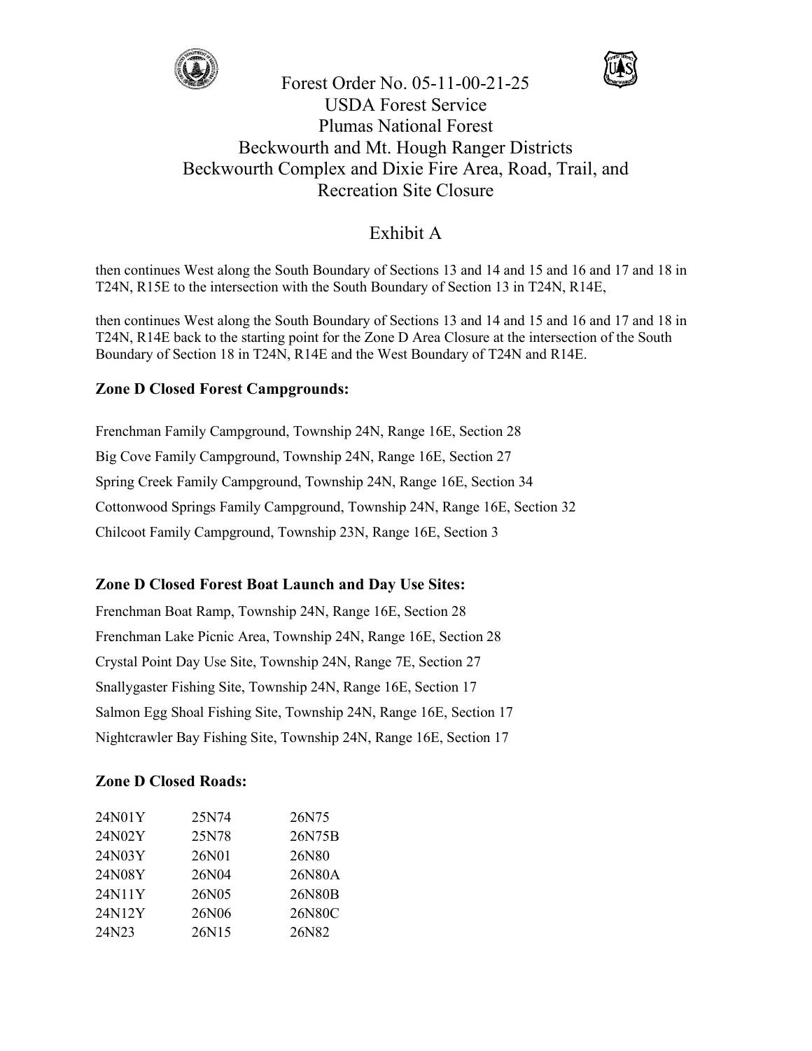# Forest Order No. 05-11-00-21-25
## USDA Forest Service
## Plumas National Forest
## Beckwourth and Mt. Hough Ranger Districts
## Beckwourth Complex and Dixie Fire Area, Road, Trail, and Recreation Site Closure

## Exhibit A

then continues West along the South Boundary of Sections 13 and 14 and 15 and 16 and 17 and 18 in T24N, R15E to the intersection with the South Boundary of Section 13 in T24N, R14E,

then continues West along the South Boundary of Sections 13 and 14 and 15 and 16 and 17 and 18 in T24N, R14E back to the starting point for the Zone D Area Closure at the intersection of the South Boundary of Section 18 in T24N, R14E and the West Boundary of T24N and R14E.

**Zone D Closed Forest Campgrounds:**

Frenchman Family Campground, Township 24N, Range 16E, Section 28

Big Cove Family Campground, Township 24N, Range 16E, Section 27

Spring Creek Family Campground, Township 24N, Range 16E, Section 34

Cottonwood Springs Family Campground, Township 24N, Range 16E, Section 32

Chilcoot Family Campground, Township 23N, Range 16E, Section 3

**Zone D Closed Forest Boat Launch and Day Use Sites:**

Frenchman Boat Ramp, Township 24N, Range 16E, Section 28

Frenchman Lake Picnic Area, Township 24N, Range 16E, Section 28

Crystal Point Day Use Site, Township 24N, Range 7E, Section 27

Snallygaster Fishing Site, Township 24N, Range 16E, Section 17

Salmon Egg Shoal Fishing Site, Township 24N, Range 16E, Section 17

Nightcrawler Bay Fishing Site, Township 24N, Range 16E, Section 17

**Zone D Closed Roads:**

| | | |
|---|---|---|
| 24N01Y | 25N74 | 26N75 |
| 24N02Y | 25N78 | 26N75B |
| 24N03Y | 26N01 | 26N80 |
| 24N08Y | 26N04 | 26N80A |
| 24N11Y | 26N05 | 26N80B |
| 24N12Y | 26N06 | 26N80C |
| 24N23 | 26N15 | 26N82 |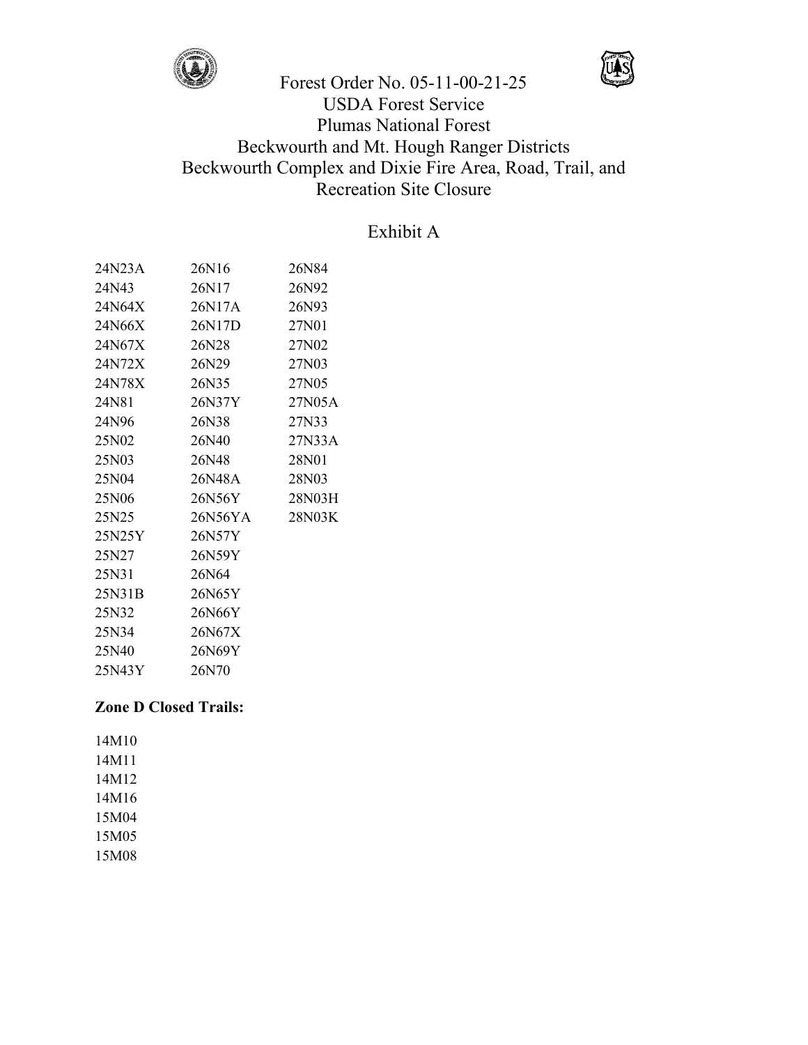# Forest Order No. 05-11-00-21-25
# USDA Forest Service
# Plumas National Forest
# Beckwourth and Mt. Hough Ranger Districts
# Beckwourth Complex and Dixie Fire Area, Road, Trail, and Recreation Site Closure

## Exhibit A

| | | |
|---|---|---|
| 24N23A | 26N16 | 26N84 |
| 24N43 | 26N17 | 26N92 |
| 24N64X | 26N17A | 26N93 |
| 24N66X | 26N17D | 27N01 |
| 24N67X | 26N28 | 27N02 |
| 24N72X | 26N29 | 27N03 |
| 24N78X | 26N35 | 27N05 |
| 24N81 | 26N37Y | 27N05A |
| 24N96 | 26N38 | 27N33 |
| 25N02 | 26N40 | 27N33A |
| 25N03 | 26N48 | 28N01 |
| 25N04 | 26N48A | 28N03 |
| 25N06 | 26N56Y | 28N03H |
| 25N25 | 26N56YA | 28N03K |
| 25N25Y | 26N57Y | |
| 25N27 | 26N59Y | |
| 25N31 | 26N64 | |
| 25N31B | 26N65Y | |
| 25N32 | 26N66Y | |
| 25N34 | 26N67X | |
| 25N40 | 26N69Y | |
| 25N43Y | 26N70 | |

**Zone D Closed Trails:**

14M10
14M11
14M12
14M16
15M04
15M05
15M08